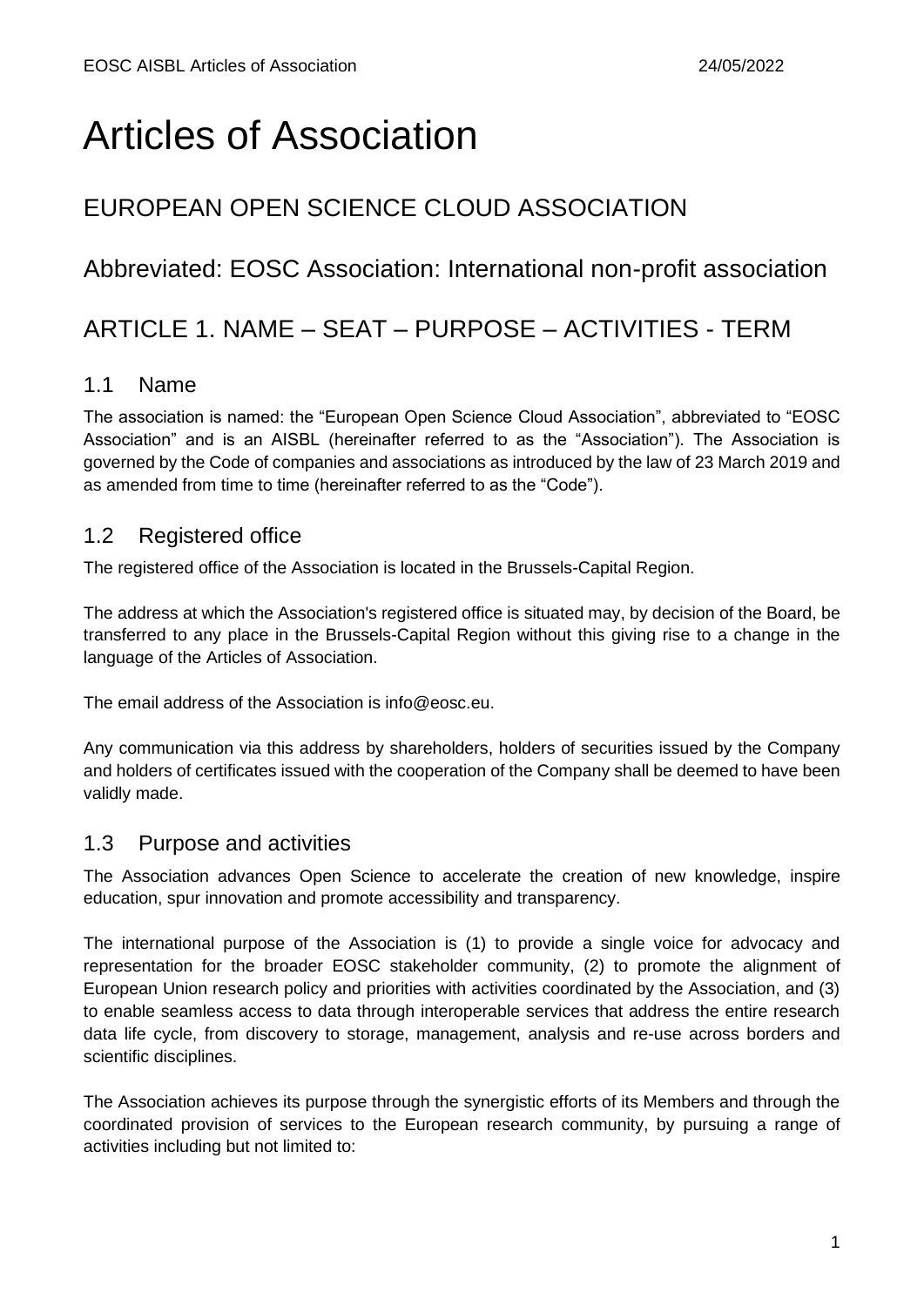# Articles of Association

## EUROPEAN OPEN SCIENCE CLOUD ASSOCIATION

## Abbreviated: EOSC Association: International non-profit association

## ARTICLE 1. NAME – SEAT – PURPOSE – ACTIVITIES - TERM

### 1.1 Name

The association is named: the "European Open Science Cloud Association", abbreviated to "EOSC Association" and is an AISBL (hereinafter referred to as the "Association"). The Association is governed by the Code of companies and associations as introduced by the law of 23 March 2019 and as amended from time to time (hereinafter referred to as the "Code").

### 1.2 Registered office

The registered office of the Association is located in the Brussels-Capital Region.

The address at which the Association's registered office is situated may, by decision of the Board, be transferred to any place in the Brussels-Capital Region without this giving rise to a change in the language of the Articles of Association.

The email address of the Association is info@eosc.eu.

Any communication via this address by shareholders, holders of securities issued by the Company and holders of certificates issued with the cooperation of the Company shall be deemed to have been validly made.

### 1.3 Purpose and activities

The Association advances Open Science to accelerate the creation of new knowledge, inspire education, spur innovation and promote accessibility and transparency.

The international purpose of the Association is (1) to provide a single voice for advocacy and representation for the broader EOSC stakeholder community, (2) to promote the alignment of European Union research policy and priorities with activities coordinated by the Association, and (3) to enable seamless access to data through interoperable services that address the entire research data life cycle, from discovery to storage, management, analysis and re-use across borders and scientific disciplines.

The Association achieves its purpose through the synergistic efforts of its Members and through the coordinated provision of services to the European research community, by pursuing a range of activities including but not limited to: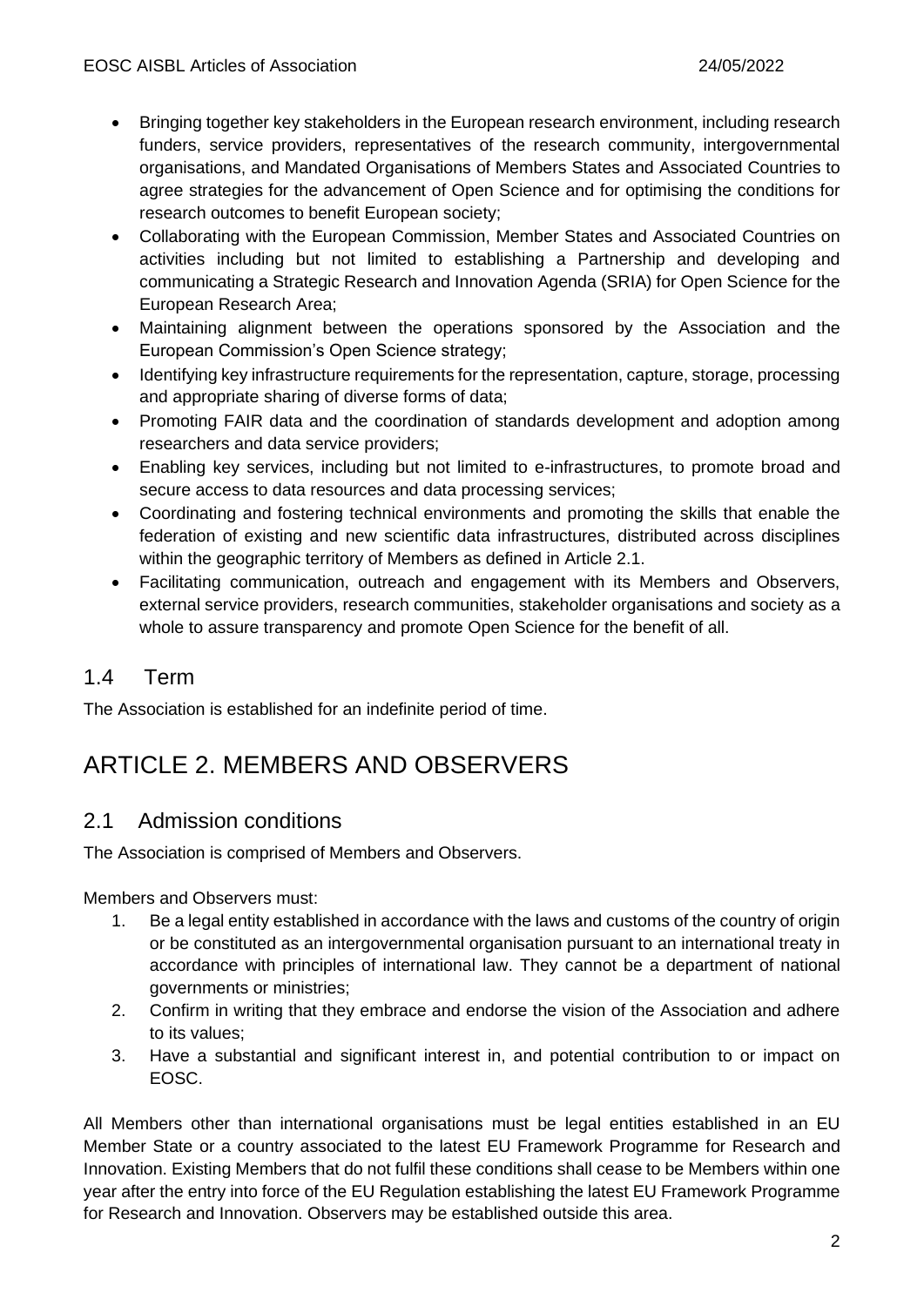- Bringing together key stakeholders in the European research environment, including research funders, service providers, representatives of the research community, intergovernmental organisations, and Mandated Organisations of Members States and Associated Countries to agree strategies for the advancement of Open Science and for optimising the conditions for research outcomes to benefit European society;
- Collaborating with the European Commission, Member States and Associated Countries on activities including but not limited to establishing a Partnership and developing and communicating a Strategic Research and Innovation Agenda (SRIA) for Open Science for the European Research Area;
- Maintaining alignment between the operations sponsored by the Association and the European Commission's Open Science strategy;
- Identifying key infrastructure requirements for the representation, capture, storage, processing and appropriate sharing of diverse forms of data;
- Promoting FAIR data and the coordination of standards development and adoption among researchers and data service providers;
- Enabling key services, including but not limited to e-infrastructures, to promote broad and secure access to data resources and data processing services;
- Coordinating and fostering technical environments and promoting the skills that enable the federation of existing and new scientific data infrastructures, distributed across disciplines within the geographic territory of Members as defined in Article 2.1.
- Facilitating communication, outreach and engagement with its Members and Observers, external service providers, research communities, stakeholder organisations and society as a whole to assure transparency and promote Open Science for the benefit of all.

## 1.4 Term

The Association is established for an indefinite period of time.

# ARTICLE 2. MEMBERS AND OBSERVERS

## 2.1 Admission conditions

The Association is comprised of Members and Observers.

Members and Observers must:

1. Be a legal entity established in accordance with the laws and customs of the country of origin or be constituted as an intergovernmental organisation pursuant to an international treaty in accordance with principles of international law. They cannot be a department of national governments or ministries;
2. Confirm in writing that they embrace and endorse the vision of the Association and adhere to its values;
3. Have a substantial and significant interest in, and potential contribution to or impact on EOSC.

All Members other than international organisations must be legal entities established in an EU Member State or a country associated to the latest EU Framework Programme for Research and Innovation. Existing Members that do not fulfil these conditions shall cease to be Members within one year after the entry into force of the EU Regulation establishing the latest EU Framework Programme for Research and Innovation. Observers may be established outside this area.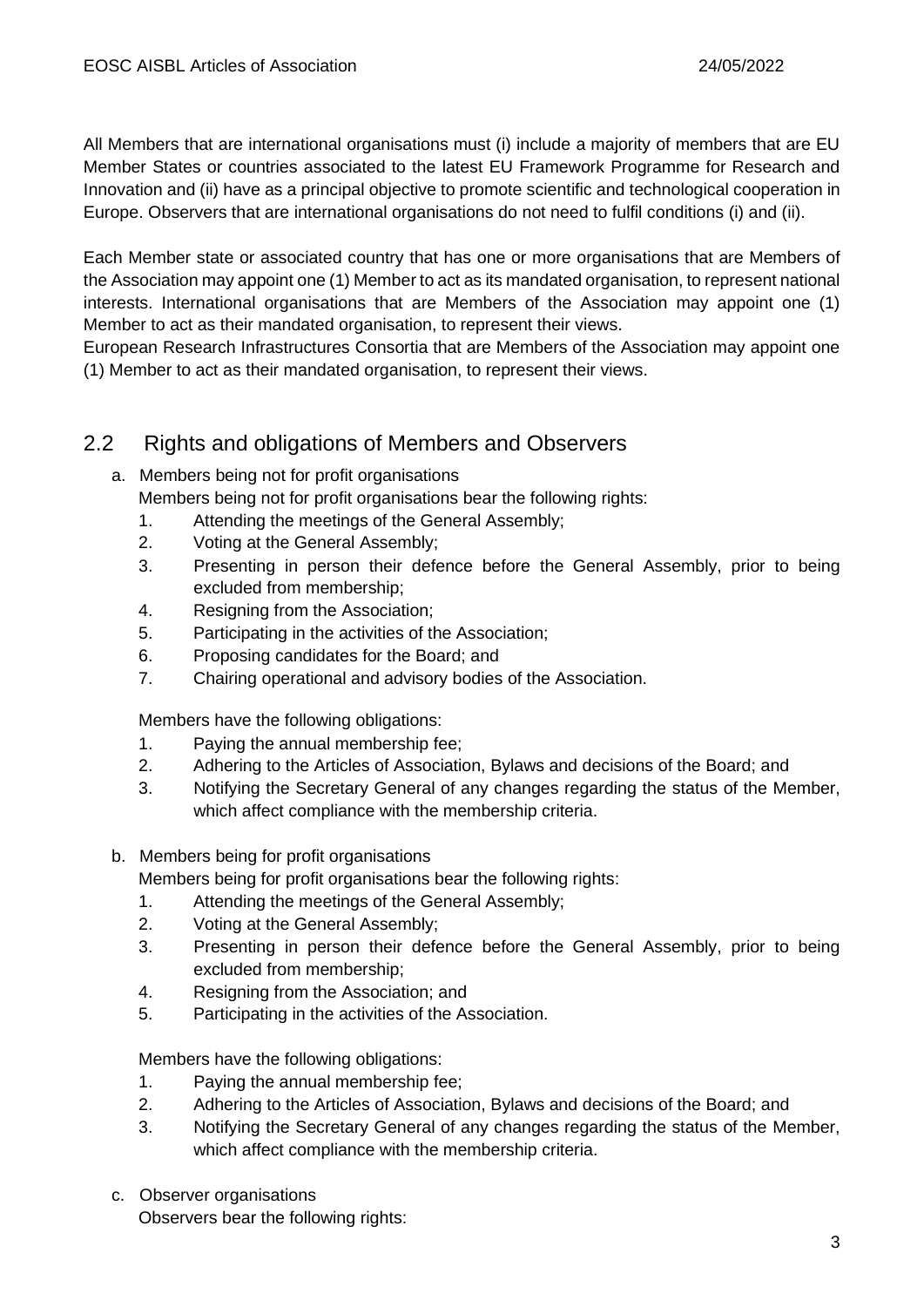All Members that are international organisations must (i) include a majority of members that are EU Member States or countries associated to the latest EU Framework Programme for Research and Innovation and (ii) have as a principal objective to promote scientific and technological cooperation in Europe. Observers that are international organisations do not need to fulfil conditions (i) and (ii).

Each Member state or associated country that has one or more organisations that are Members of the Association may appoint one (1) Member to act as its mandated organisation, to represent national interests. International organisations that are Members of the Association may appoint one (1) Member to act as their mandated organisation, to represent their views.
European Research Infrastructures Consortia that are Members of the Association may appoint one (1) Member to act as their mandated organisation, to represent their views.

## 2.2 Rights and obligations of Members and Observers

a. Members being not for profit organisations

Members being not for profit organisations bear the following rights:

1. Attending the meetings of the General Assembly;
2. Voting at the General Assembly;
3. Presenting in person their defence before the General Assembly, prior to being excluded from membership;
4. Resigning from the Association;
5. Participating in the activities of the Association;
6. Proposing candidates for the Board; and
7. Chairing operational and advisory bodies of the Association.

Members have the following obligations:

1. Paying the annual membership fee;
2. Adhering to the Articles of Association, Bylaws and decisions of the Board; and
3. Notifying the Secretary General of any changes regarding the status of the Member, which affect compliance with the membership criteria.

b. Members being for profit organisations

Members being for profit organisations bear the following rights:

1. Attending the meetings of the General Assembly;
2. Voting at the General Assembly;
3. Presenting in person their defence before the General Assembly, prior to being excluded from membership;
4. Resigning from the Association; and
5. Participating in the activities of the Association.

Members have the following obligations:

1. Paying the annual membership fee;
2. Adhering to the Articles of Association, Bylaws and decisions of the Board; and
3. Notifying the Secretary General of any changes regarding the status of the Member, which affect compliance with the membership criteria.

c. Observer organisations

Observers bear the following rights: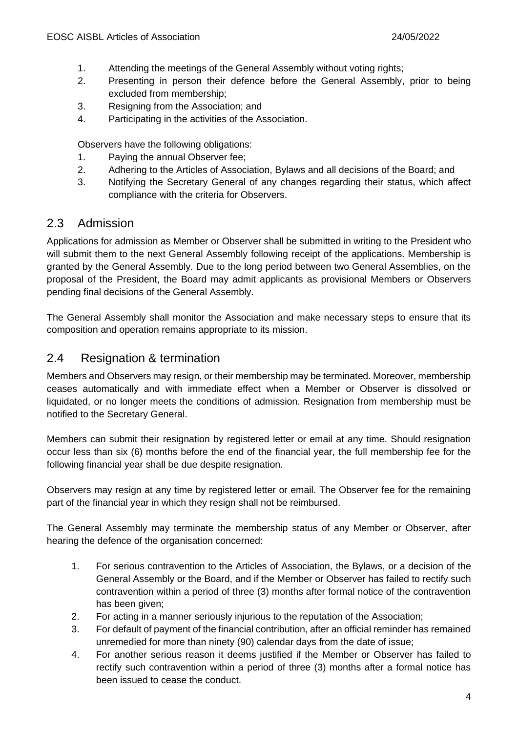1. Attending the meetings of the General Assembly without voting rights;
2. Presenting in person their defence before the General Assembly, prior to being excluded from membership;
3. Resigning from the Association; and
4. Participating in the activities of the Association.

Observers have the following obligations:

1. Paying the annual Observer fee;
2. Adhering to the Articles of Association, Bylaws and all decisions of the Board; and
3. Notifying the Secretary General of any changes regarding their status, which affect compliance with the criteria for Observers.

## 2.3 Admission

Applications for admission as Member or Observer shall be submitted in writing to the President who will submit them to the next General Assembly following receipt of the applications. Membership is granted by the General Assembly. Due to the long period between two General Assemblies, on the proposal of the President, the Board may admit applicants as provisional Members or Observers pending final decisions of the General Assembly.

The General Assembly shall monitor the Association and make necessary steps to ensure that its composition and operation remains appropriate to its mission.

## 2.4 Resignation & termination

Members and Observers may resign, or their membership may be terminated. Moreover, membership ceases automatically and with immediate effect when a Member or Observer is dissolved or liquidated, or no longer meets the conditions of admission. Resignation from membership must be notified to the Secretary General.

Members can submit their resignation by registered letter or email at any time. Should resignation occur less than six (6) months before the end of the financial year, the full membership fee for the following financial year shall be due despite resignation.

Observers may resign at any time by registered letter or email. The Observer fee for the remaining part of the financial year in which they resign shall not be reimbursed.

The General Assembly may terminate the membership status of any Member or Observer, after hearing the defence of the organisation concerned:

1. For serious contravention to the Articles of Association, the Bylaws, or a decision of the General Assembly or the Board, and if the Member or Observer has failed to rectify such contravention within a period of three (3) months after formal notice of the contravention has been given;
2. For acting in a manner seriously injurious to the reputation of the Association;
3. For default of payment of the financial contribution, after an official reminder has remained unremedied for more than ninety (90) calendar days from the date of issue;
4. For another serious reason it deems justified if the Member or Observer has failed to rectify such contravention within a period of three (3) months after a formal notice has been issued to cease the conduct.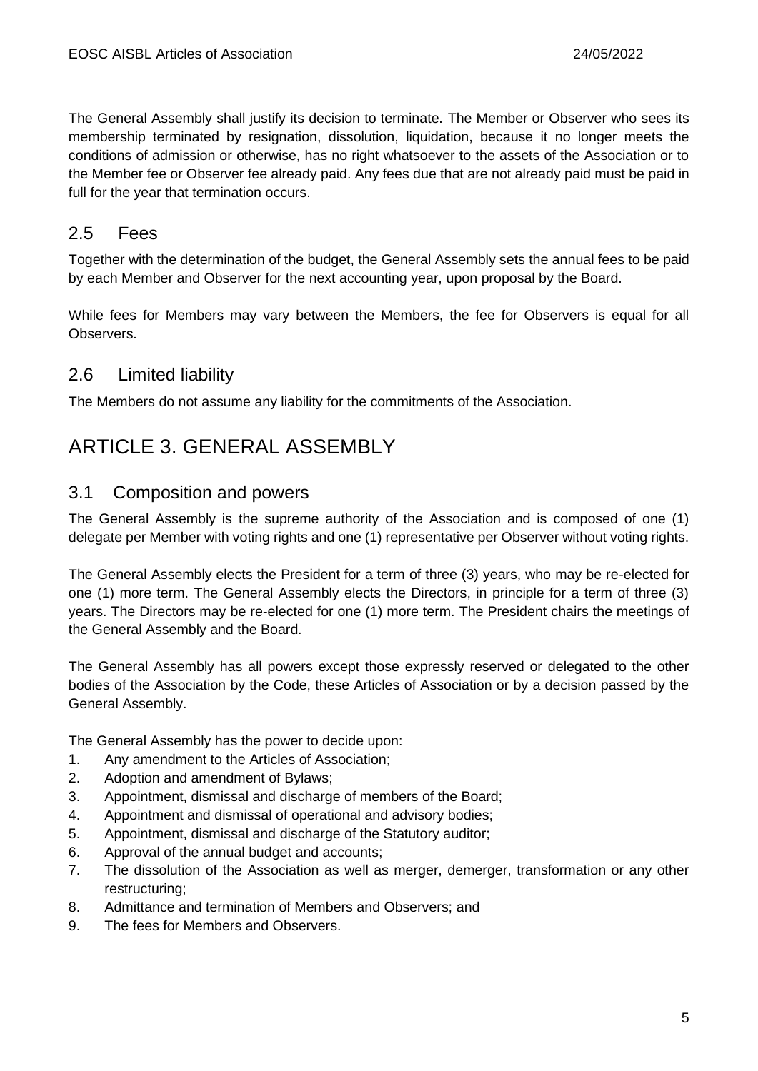The General Assembly shall justify its decision to terminate. The Member or Observer who sees its membership terminated by resignation, dissolution, liquidation, because it no longer meets the conditions of admission or otherwise, has no right whatsoever to the assets of the Association or to the Member fee or Observer fee already paid. Any fees due that are not already paid must be paid in full for the year that termination occurs.

## 2.5 Fees

Together with the determination of the budget, the General Assembly sets the annual fees to be paid by each Member and Observer for the next accounting year, upon proposal by the Board.

While fees for Members may vary between the Members, the fee for Observers is equal for all Observers.

## 2.6 Limited liability

The Members do not assume any liability for the commitments of the Association.

# ARTICLE 3. GENERAL ASSEMBLY

## 3.1 Composition and powers

The General Assembly is the supreme authority of the Association and is composed of one (1) delegate per Member with voting rights and one (1) representative per Observer without voting rights.

The General Assembly elects the President for a term of three (3) years, who may be re-elected for one (1) more term. The General Assembly elects the Directors, in principle for a term of three (3) years. The Directors may be re-elected for one (1) more term. The President chairs the meetings of the General Assembly and the Board.

The General Assembly has all powers except those expressly reserved or delegated to the other bodies of the Association by the Code, these Articles of Association or by a decision passed by the General Assembly.

The General Assembly has the power to decide upon:

1. Any amendment to the Articles of Association;
2. Adoption and amendment of Bylaws;
3. Appointment, dismissal and discharge of members of the Board;
4. Appointment and dismissal of operational and advisory bodies;
5. Appointment, dismissal and discharge of the Statutory auditor;
6. Approval of the annual budget and accounts;
7. The dissolution of the Association as well as merger, demerger, transformation or any other restructuring;
8. Admittance and termination of Members and Observers; and
9. The fees for Members and Observers.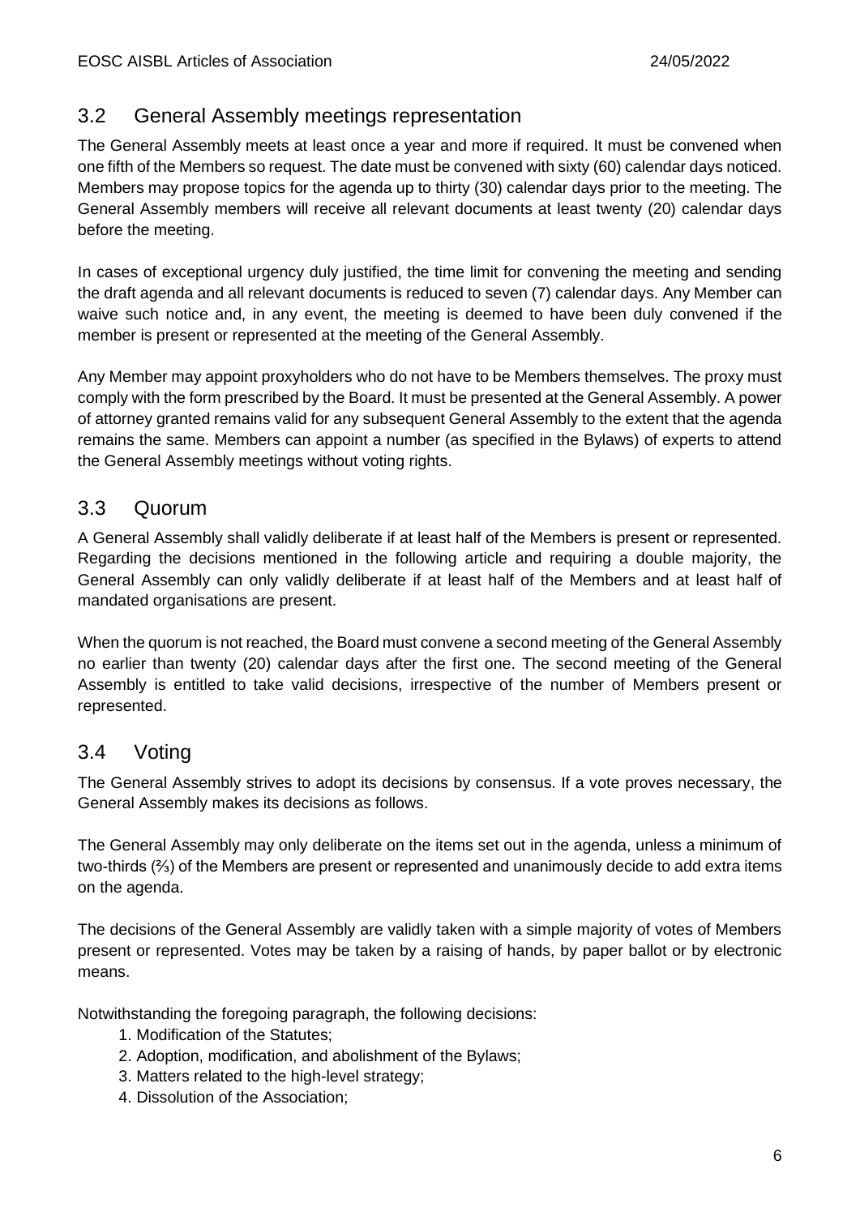## 3.2 General Assembly meetings representation

The General Assembly meets at least once a year and more if required. It must be convened when one fifth of the Members so request. The date must be convened with sixty (60) calendar days noticed. Members may propose topics for the agenda up to thirty (30) calendar days prior to the meeting. The General Assembly members will receive all relevant documents at least twenty (20) calendar days before the meeting.

In cases of exceptional urgency duly justified, the time limit for convening the meeting and sending the draft agenda and all relevant documents is reduced to seven (7) calendar days. Any Member can waive such notice and, in any event, the meeting is deemed to have been duly convened if the member is present or represented at the meeting of the General Assembly.

Any Member may appoint proxyholders who do not have to be Members themselves. The proxy must comply with the form prescribed by the Board. It must be presented at the General Assembly. A power of attorney granted remains valid for any subsequent General Assembly to the extent that the agenda remains the same. Members can appoint a number (as specified in the Bylaws) of experts to attend the General Assembly meetings without voting rights.

## 3.3 Quorum

A General Assembly shall validly deliberate if at least half of the Members is present or represented. Regarding the decisions mentioned in the following article and requiring a double majority, the General Assembly can only validly deliberate if at least half of the Members and at least half of mandated organisations are present.

When the quorum is not reached, the Board must convene a second meeting of the General Assembly no earlier than twenty (20) calendar days after the first one. The second meeting of the General Assembly is entitled to take valid decisions, irrespective of the number of Members present or represented.

## 3.4 Voting

The General Assembly strives to adopt its decisions by consensus. If a vote proves necessary, the General Assembly makes its decisions as follows.

The General Assembly may only deliberate on the items set out in the agenda, unless a minimum of two-thirds (⅔) of the Members are present or represented and unanimously decide to add extra items on the agenda.

The decisions of the General Assembly are validly taken with a simple majority of votes of Members present or represented. Votes may be taken by a raising of hands, by paper ballot or by electronic means.

Notwithstanding the foregoing paragraph, the following decisions:

1. Modification of the Statutes;
2. Adoption, modification, and abolishment of the Bylaws;
3. Matters related to the high-level strategy;
4. Dissolution of the Association;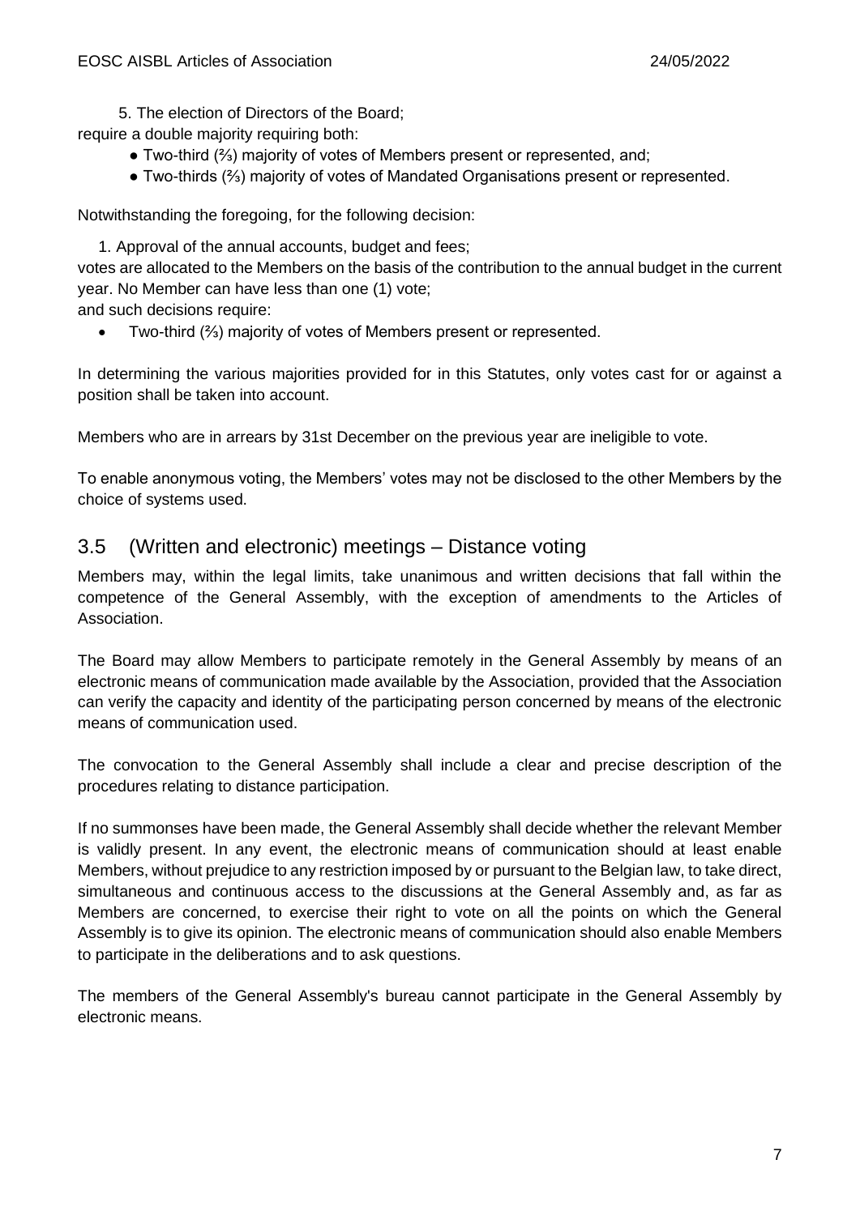5. The election of Directors of the Board;

require a double majority requiring both:

- Two-third (⅔) majority of votes of Members present or represented, and;
- Two-thirds (⅔) majority of votes of Mandated Organisations present or represented.

Notwithstanding the foregoing, for the following decision:

1. Approval of the annual accounts, budget and fees;

votes are allocated to the Members on the basis of the contribution to the annual budget in the current year. No Member can have less than one (1) vote;

and such decisions require:

- Two-third (⅔) majority of votes of Members present or represented.

In determining the various majorities provided for in this Statutes, only votes cast for or against a position shall be taken into account.

Members who are in arrears by 31st December on the previous year are ineligible to vote.

To enable anonymous voting, the Members' votes may not be disclosed to the other Members by the choice of systems used.

## 3.5 (Written and electronic) meetings – Distance voting

Members may, within the legal limits, take unanimous and written decisions that fall within the competence of the General Assembly, with the exception of amendments to the Articles of Association.

The Board may allow Members to participate remotely in the General Assembly by means of an electronic means of communication made available by the Association, provided that the Association can verify the capacity and identity of the participating person concerned by means of the electronic means of communication used.

The convocation to the General Assembly shall include a clear and precise description of the procedures relating to distance participation.

If no summonses have been made, the General Assembly shall decide whether the relevant Member is validly present. In any event, the electronic means of communication should at least enable Members, without prejudice to any restriction imposed by or pursuant to the Belgian law, to take direct, simultaneous and continuous access to the discussions at the General Assembly and, as far as Members are concerned, to exercise their right to vote on all the points on which the General Assembly is to give its opinion. The electronic means of communication should also enable Members to participate in the deliberations and to ask questions.

The members of the General Assembly's bureau cannot participate in the General Assembly by electronic means.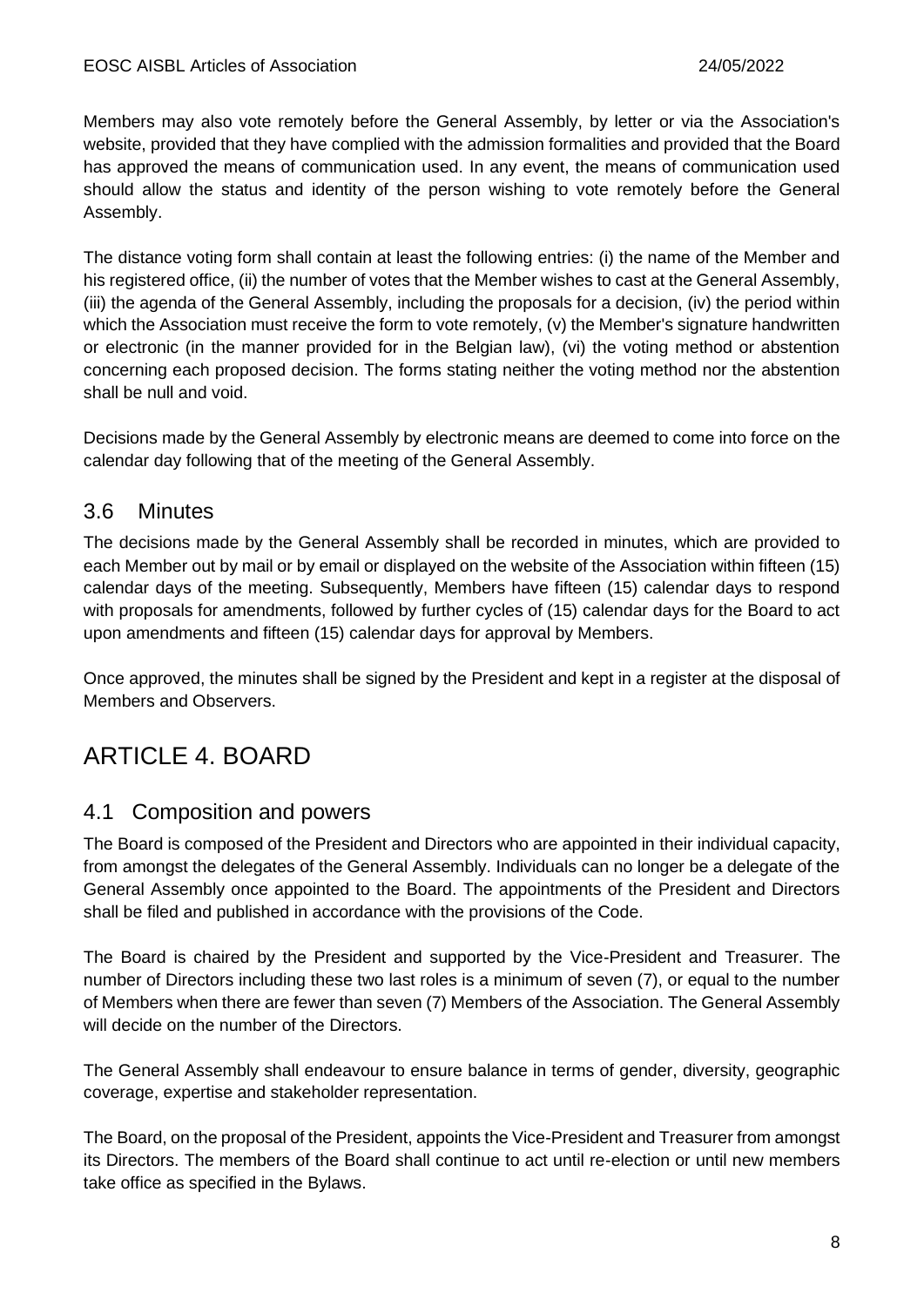Members may also vote remotely before the General Assembly, by letter or via the Association's website, provided that they have complied with the admission formalities and provided that the Board has approved the means of communication used. In any event, the means of communication used should allow the status and identity of the person wishing to vote remotely before the General Assembly.

The distance voting form shall contain at least the following entries: (i) the name of the Member and his registered office, (ii) the number of votes that the Member wishes to cast at the General Assembly, (iii) the agenda of the General Assembly, including the proposals for a decision, (iv) the period within which the Association must receive the form to vote remotely, (v) the Member's signature handwritten or electronic (in the manner provided for in the Belgian law), (vi) the voting method or abstention concerning each proposed decision. The forms stating neither the voting method nor the abstention shall be null and void.

Decisions made by the General Assembly by electronic means are deemed to come into force on the calendar day following that of the meeting of the General Assembly.

## 3.6 Minutes

The decisions made by the General Assembly shall be recorded in minutes, which are provided to each Member out by mail or by email or displayed on the website of the Association within fifteen (15) calendar days of the meeting. Subsequently, Members have fifteen (15) calendar days to respond with proposals for amendments, followed by further cycles of (15) calendar days for the Board to act upon amendments and fifteen (15) calendar days for approval by Members.

Once approved, the minutes shall be signed by the President and kept in a register at the disposal of Members and Observers.

# ARTICLE 4. BOARD

## 4.1 Composition and powers

The Board is composed of the President and Directors who are appointed in their individual capacity, from amongst the delegates of the General Assembly. Individuals can no longer be a delegate of the General Assembly once appointed to the Board. The appointments of the President and Directors shall be filed and published in accordance with the provisions of the Code.

The Board is chaired by the President and supported by the Vice-President and Treasurer. The number of Directors including these two last roles is a minimum of seven (7), or equal to the number of Members when there are fewer than seven (7) Members of the Association. The General Assembly will decide on the number of the Directors.

The General Assembly shall endeavour to ensure balance in terms of gender, diversity, geographic coverage, expertise and stakeholder representation.

The Board, on the proposal of the President, appoints the Vice-President and Treasurer from amongst its Directors. The members of the Board shall continue to act until re-election or until new members take office as specified in the Bylaws.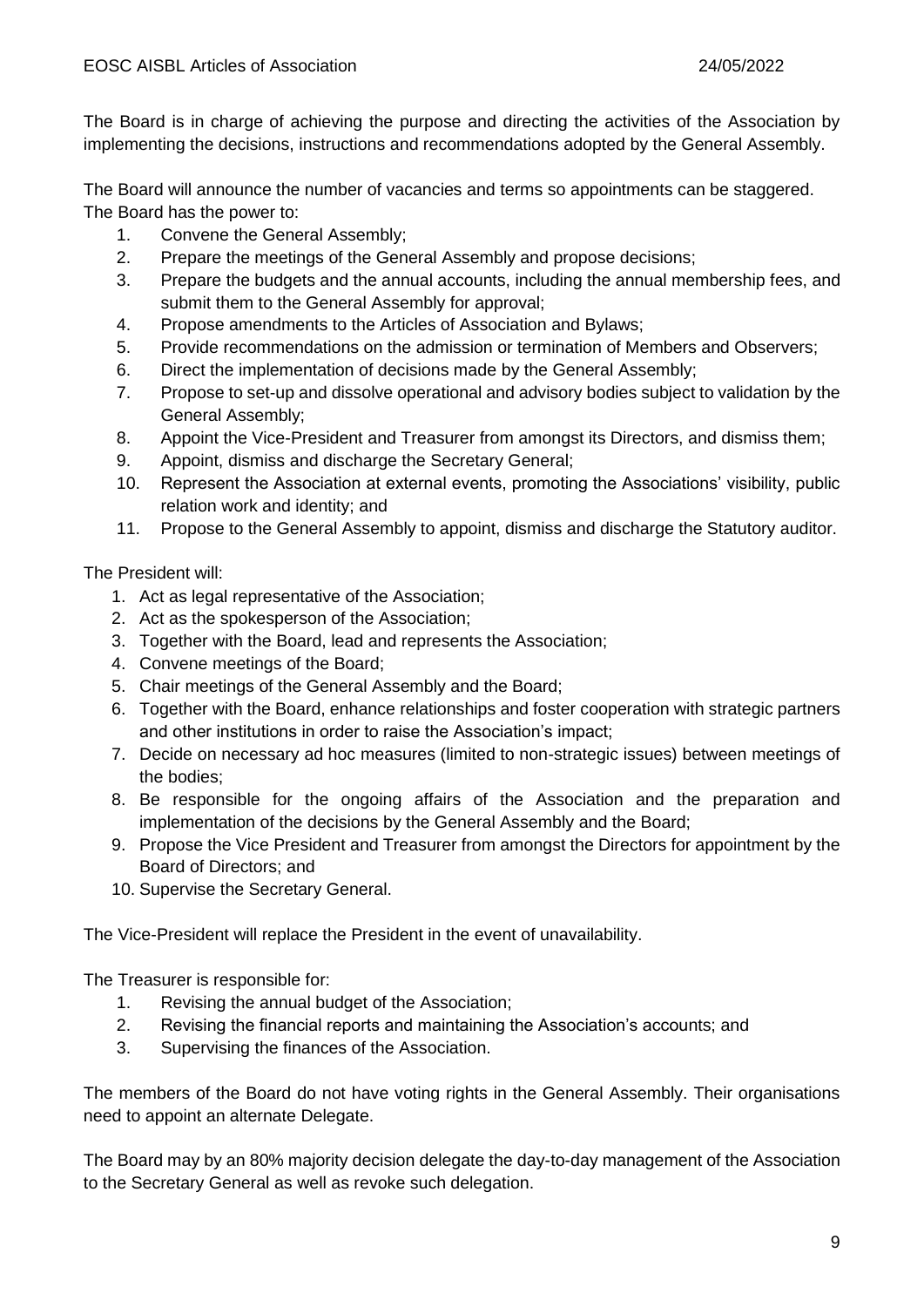The Board is in charge of achieving the purpose and directing the activities of the Association by implementing the decisions, instructions and recommendations adopted by the General Assembly.

The Board will announce the number of vacancies and terms so appointments can be staggered.
The Board has the power to:

1. Convene the General Assembly;
2. Prepare the meetings of the General Assembly and propose decisions;
3. Prepare the budgets and the annual accounts, including the annual membership fees, and submit them to the General Assembly for approval;
4. Propose amendments to the Articles of Association and Bylaws;
5. Provide recommendations on the admission or termination of Members and Observers;
6. Direct the implementation of decisions made by the General Assembly;
7. Propose to set-up and dissolve operational and advisory bodies subject to validation by the General Assembly;
8. Appoint the Vice-President and Treasurer from amongst its Directors, and dismiss them;
9. Appoint, dismiss and discharge the Secretary General;
10. Represent the Association at external events, promoting the Associations' visibility, public relation work and identity; and
11. Propose to the General Assembly to appoint, dismiss and discharge the Statutory auditor.

The President will:

1. Act as legal representative of the Association;
2. Act as the spokesperson of the Association;
3. Together with the Board, lead and represents the Association;
4. Convene meetings of the Board;
5. Chair meetings of the General Assembly and the Board;
6. Together with the Board, enhance relationships and foster cooperation with strategic partners and other institutions in order to raise the Association's impact;
7. Decide on necessary ad hoc measures (limited to non-strategic issues) between meetings of the bodies;
8. Be responsible for the ongoing affairs of the Association and the preparation and implementation of the decisions by the General Assembly and the Board;
9. Propose the Vice President and Treasurer from amongst the Directors for appointment by the Board of Directors; and
10. Supervise the Secretary General.

The Vice-President will replace the President in the event of unavailability.

The Treasurer is responsible for:

1. Revising the annual budget of the Association;
2. Revising the financial reports and maintaining the Association's accounts; and
3. Supervising the finances of the Association.

The members of the Board do not have voting rights in the General Assembly. Their organisations need to appoint an alternate Delegate.

The Board may by an 80% majority decision delegate the day-to-day management of the Association to the Secretary General as well as revoke such delegation.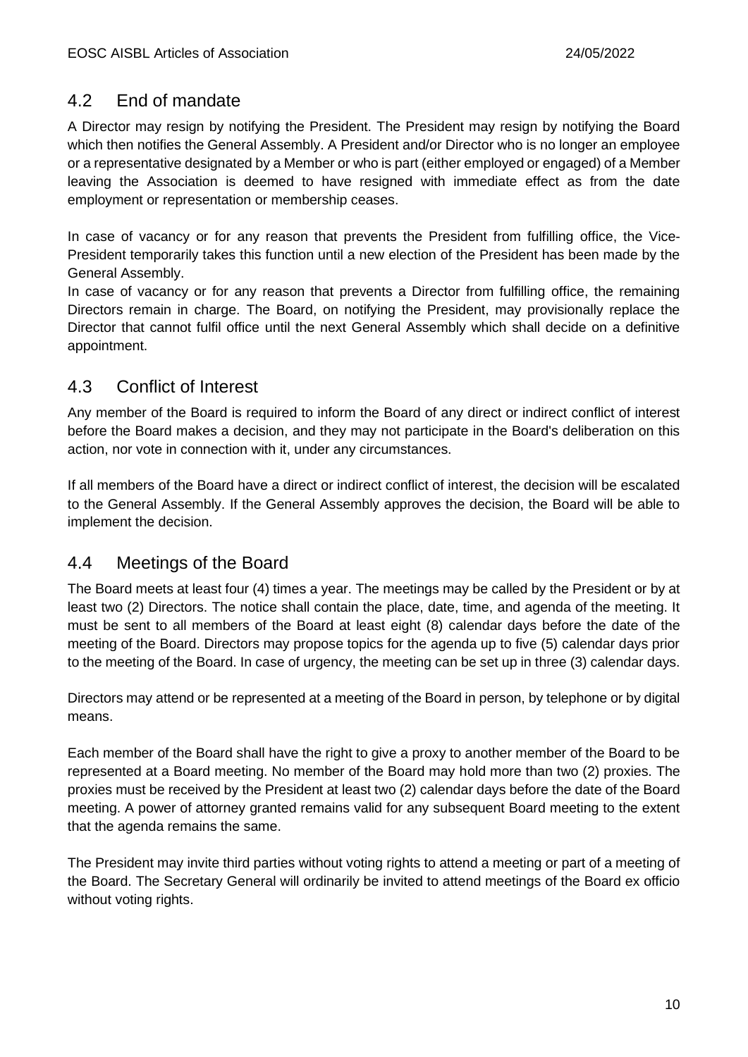## 4.2 End of mandate

A Director may resign by notifying the President. The President may resign by notifying the Board which then notifies the General Assembly. A President and/or Director who is no longer an employee or a representative designated by a Member or who is part (either employed or engaged) of a Member leaving the Association is deemed to have resigned with immediate effect as from the date employment or representation or membership ceases.

In case of vacancy or for any reason that prevents the President from fulfilling office, the Vice-President temporarily takes this function until a new election of the President has been made by the General Assembly.

In case of vacancy or for any reason that prevents a Director from fulfilling office, the remaining Directors remain in charge. The Board, on notifying the President, may provisionally replace the Director that cannot fulfil office until the next General Assembly which shall decide on a definitive appointment.

## 4.3 Conflict of Interest

Any member of the Board is required to inform the Board of any direct or indirect conflict of interest before the Board makes a decision, and they may not participate in the Board's deliberation on this action, nor vote in connection with it, under any circumstances.

If all members of the Board have a direct or indirect conflict of interest, the decision will be escalated to the General Assembly. If the General Assembly approves the decision, the Board will be able to implement the decision.

## 4.4 Meetings of the Board

The Board meets at least four (4) times a year. The meetings may be called by the President or by at least two (2) Directors. The notice shall contain the place, date, time, and agenda of the meeting. It must be sent to all members of the Board at least eight (8) calendar days before the date of the meeting of the Board. Directors may propose topics for the agenda up to five (5) calendar days prior to the meeting of the Board. In case of urgency, the meeting can be set up in three (3) calendar days.

Directors may attend or be represented at a meeting of the Board in person, by telephone or by digital means.

Each member of the Board shall have the right to give a proxy to another member of the Board to be represented at a Board meeting. No member of the Board may hold more than two (2) proxies. The proxies must be received by the President at least two (2) calendar days before the date of the Board meeting. A power of attorney granted remains valid for any subsequent Board meeting to the extent that the agenda remains the same.

The President may invite third parties without voting rights to attend a meeting or part of a meeting of the Board. The Secretary General will ordinarily be invited to attend meetings of the Board ex officio without voting rights.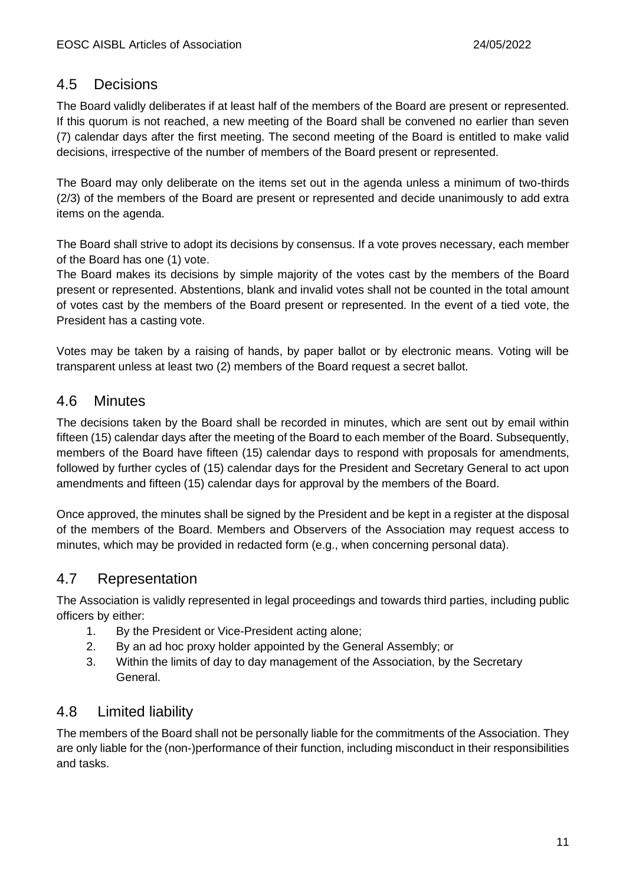## 4.5 Decisions

The Board validly deliberates if at least half of the members of the Board are present or represented. If this quorum is not reached, a new meeting of the Board shall be convened no earlier than seven (7) calendar days after the first meeting. The second meeting of the Board is entitled to make valid decisions, irrespective of the number of members of the Board present or represented.

The Board may only deliberate on the items set out in the agenda unless a minimum of two-thirds (2/3) of the members of the Board are present or represented and decide unanimously to add extra items on the agenda.

The Board shall strive to adopt its decisions by consensus. If a vote proves necessary, each member of the Board has one (1) vote.
The Board makes its decisions by simple majority of the votes cast by the members of the Board present or represented. Abstentions, blank and invalid votes shall not be counted in the total amount of votes cast by the members of the Board present or represented. In the event of a tied vote, the President has a casting vote.

Votes may be taken by a raising of hands, by paper ballot or by electronic means. Voting will be transparent unless at least two (2) members of the Board request a secret ballot.

## 4.6 Minutes

The decisions taken by the Board shall be recorded in minutes, which are sent out by email within fifteen (15) calendar days after the meeting of the Board to each member of the Board. Subsequently, members of the Board have fifteen (15) calendar days to respond with proposals for amendments, followed by further cycles of (15) calendar days for the President and Secretary General to act upon amendments and fifteen (15) calendar days for approval by the members of the Board.

Once approved, the minutes shall be signed by the President and be kept in a register at the disposal of the members of the Board. Members and Observers of the Association may request access to minutes, which may be provided in redacted form (e.g., when concerning personal data).

## 4.7 Representation

The Association is validly represented in legal proceedings and towards third parties, including public officers by either:

1. By the President or Vice-President acting alone;
2. By an ad hoc proxy holder appointed by the General Assembly; or
3. Within the limits of day to day management of the Association, by the Secretary General.

## 4.8 Limited liability

The members of the Board shall not be personally liable for the commitments of the Association. They are only liable for the (non-)performance of their function, including misconduct in their responsibilities and tasks.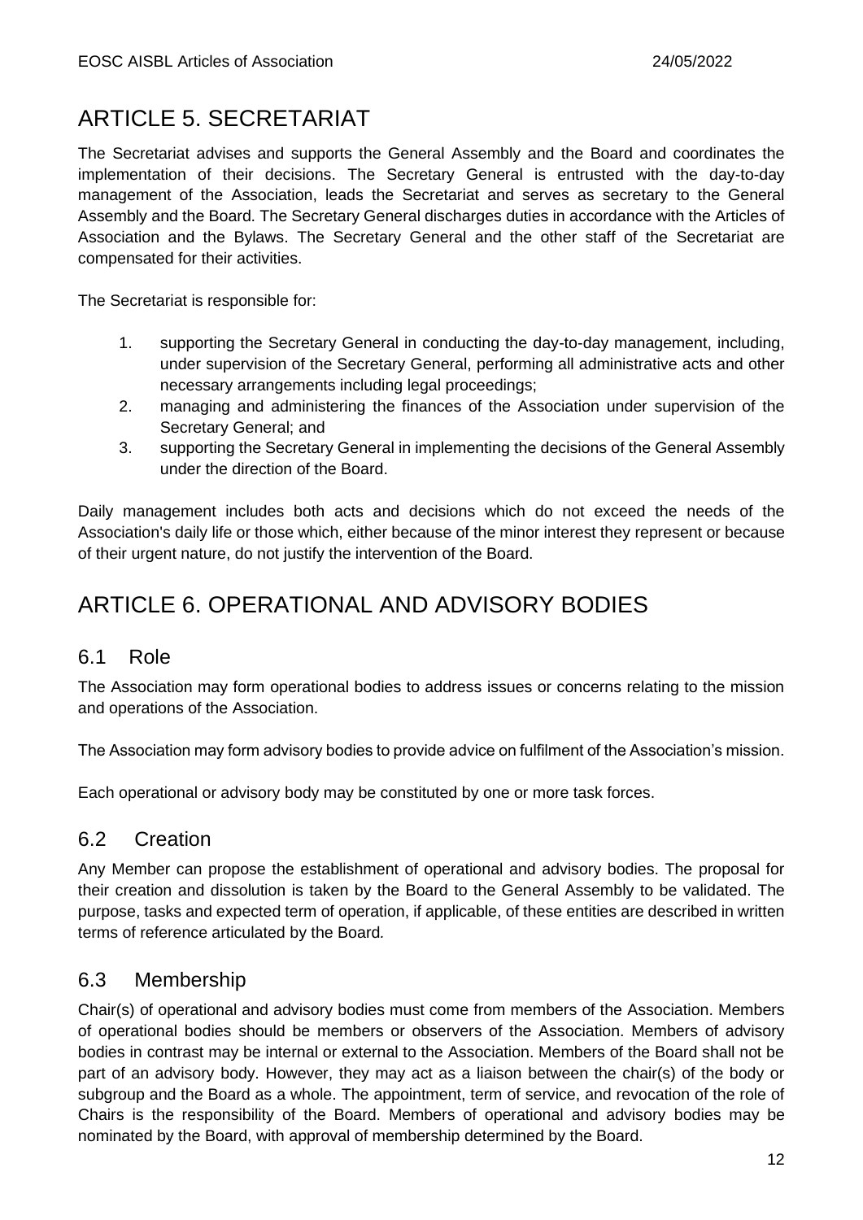# ARTICLE 5. SECRETARIAT

The Secretariat advises and supports the General Assembly and the Board and coordinates the implementation of their decisions. The Secretary General is entrusted with the day-to-day management of the Association, leads the Secretariat and serves as secretary to the General Assembly and the Board. The Secretary General discharges duties in accordance with the Articles of Association and the Bylaws. The Secretary General and the other staff of the Secretariat are compensated for their activities.

The Secretariat is responsible for:

1. supporting the Secretary General in conducting the day-to-day management, including, under supervision of the Secretary General, performing all administrative acts and other necessary arrangements including legal proceedings;
2. managing and administering the finances of the Association under supervision of the Secretary General; and
3. supporting the Secretary General in implementing the decisions of the General Assembly under the direction of the Board.

Daily management includes both acts and decisions which do not exceed the needs of the Association's daily life or those which, either because of the minor interest they represent or because of their urgent nature, do not justify the intervention of the Board.

# ARTICLE 6. OPERATIONAL AND ADVISORY BODIES

## 6.1 Role

The Association may form operational bodies to address issues or concerns relating to the mission and operations of the Association.

The Association may form advisory bodies to provide advice on fulfilment of the Association's mission.

Each operational or advisory body may be constituted by one or more task forces.

## 6.2 Creation

Any Member can propose the establishment of operational and advisory bodies. The proposal for their creation and dissolution is taken by the Board to the General Assembly to be validated. The purpose, tasks and expected term of operation, if applicable, of these entities are described in written terms of reference articulated by the Board*.*

## 6.3 Membership

Chair(s) of operational and advisory bodies must come from members of the Association. Members of operational bodies should be members or observers of the Association. Members of advisory bodies in contrast may be internal or external to the Association. Members of the Board shall not be part of an advisory body. However, they may act as a liaison between the chair(s) of the body or subgroup and the Board as a whole. The appointment, term of service, and revocation of the role of Chairs is the responsibility of the Board. Members of operational and advisory bodies may be nominated by the Board, with approval of membership determined by the Board.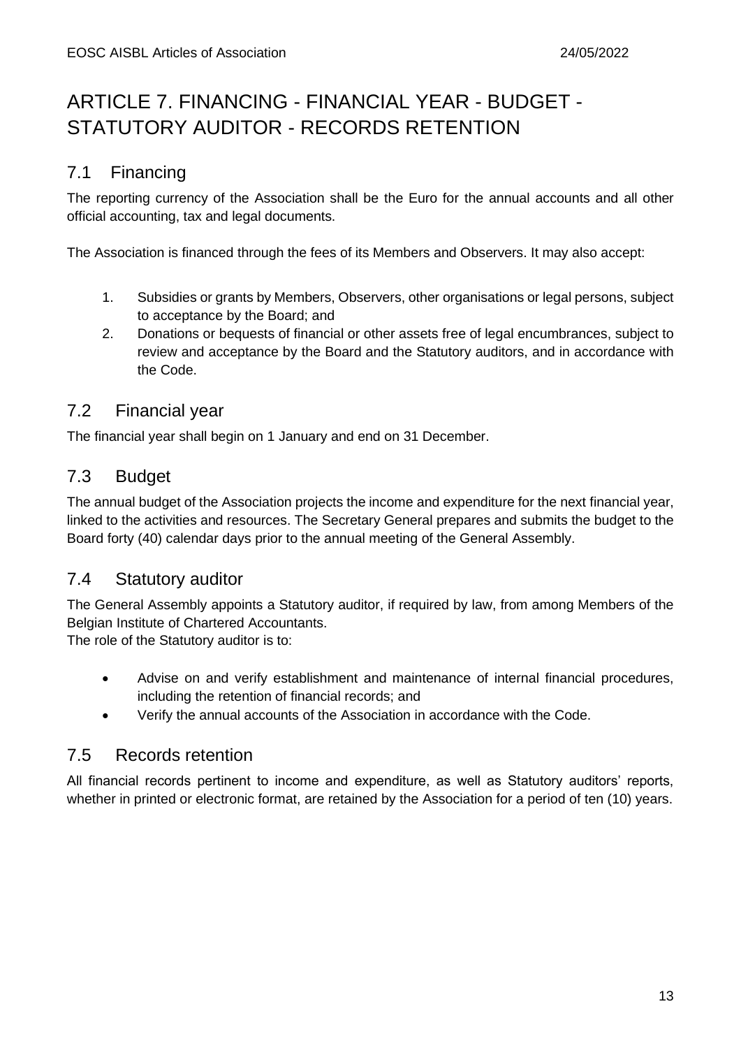# ARTICLE 7. FINANCING - FINANCIAL YEAR - BUDGET - STATUTORY AUDITOR - RECORDS RETENTION

## 7.1 Financing

The reporting currency of the Association shall be the Euro for the annual accounts and all other official accounting, tax and legal documents.

The Association is financed through the fees of its Members and Observers. It may also accept:

1. Subsidies or grants by Members, Observers, other organisations or legal persons, subject to acceptance by the Board; and
2. Donations or bequests of financial or other assets free of legal encumbrances, subject to review and acceptance by the Board and the Statutory auditors, and in accordance with the Code.

## 7.2 Financial year

The financial year shall begin on 1 January and end on 31 December.

## 7.3 Budget

The annual budget of the Association projects the income and expenditure for the next financial year, linked to the activities and resources. The Secretary General prepares and submits the budget to the Board forty (40) calendar days prior to the annual meeting of the General Assembly.

## 7.4 Statutory auditor

The General Assembly appoints a Statutory auditor, if required by law, from among Members of the Belgian Institute of Chartered Accountants.
The role of the Statutory auditor is to:

- Advise on and verify establishment and maintenance of internal financial procedures, including the retention of financial records; and
- Verify the annual accounts of the Association in accordance with the Code.

## 7.5 Records retention

All financial records pertinent to income and expenditure, as well as Statutory auditors' reports, whether in printed or electronic format, are retained by the Association for a period of ten (10) years.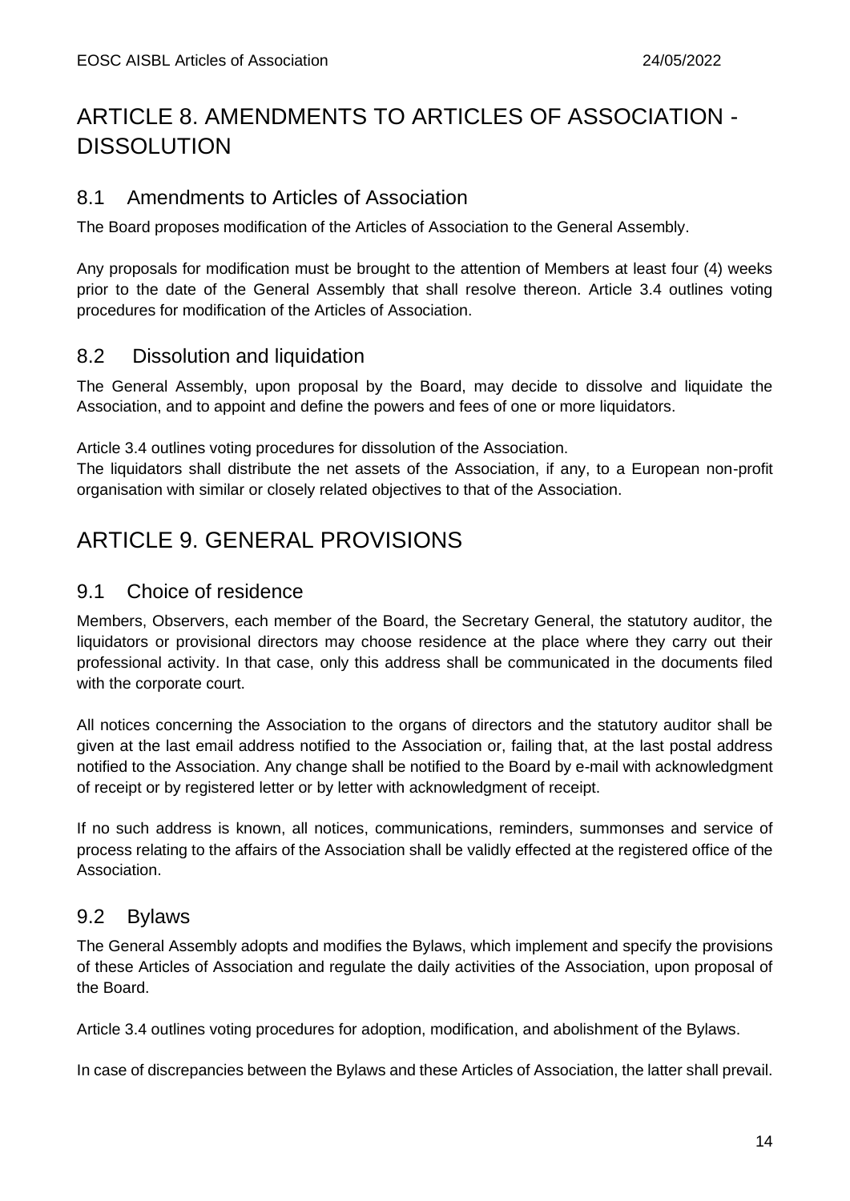# ARTICLE 8. AMENDMENTS TO ARTICLES OF ASSOCIATION - DISSOLUTION

## 8.1 Amendments to Articles of Association

The Board proposes modification of the Articles of Association to the General Assembly.

Any proposals for modification must be brought to the attention of Members at least four (4) weeks prior to the date of the General Assembly that shall resolve thereon. Article 3.4 outlines voting procedures for modification of the Articles of Association.

## 8.2 Dissolution and liquidation

The General Assembly, upon proposal by the Board, may decide to dissolve and liquidate the Association, and to appoint and define the powers and fees of one or more liquidators.

Article 3.4 outlines voting procedures for dissolution of the Association.
The liquidators shall distribute the net assets of the Association, if any, to a European non-profit organisation with similar or closely related objectives to that of the Association.

# ARTICLE 9. GENERAL PROVISIONS

## 9.1 Choice of residence

Members, Observers, each member of the Board, the Secretary General, the statutory auditor, the liquidators or provisional directors may choose residence at the place where they carry out their professional activity. In that case, only this address shall be communicated in the documents filed with the corporate court.

All notices concerning the Association to the organs of directors and the statutory auditor shall be given at the last email address notified to the Association or, failing that, at the last postal address notified to the Association. Any change shall be notified to the Board by e-mail with acknowledgment of receipt or by registered letter or by letter with acknowledgment of receipt.

If no such address is known, all notices, communications, reminders, summonses and service of process relating to the affairs of the Association shall be validly effected at the registered office of the Association.

## 9.2 Bylaws

The General Assembly adopts and modifies the Bylaws, which implement and specify the provisions of these Articles of Association and regulate the daily activities of the Association, upon proposal of the Board.

Article 3.4 outlines voting procedures for adoption, modification, and abolishment of the Bylaws.

In case of discrepancies between the Bylaws and these Articles of Association, the latter shall prevail.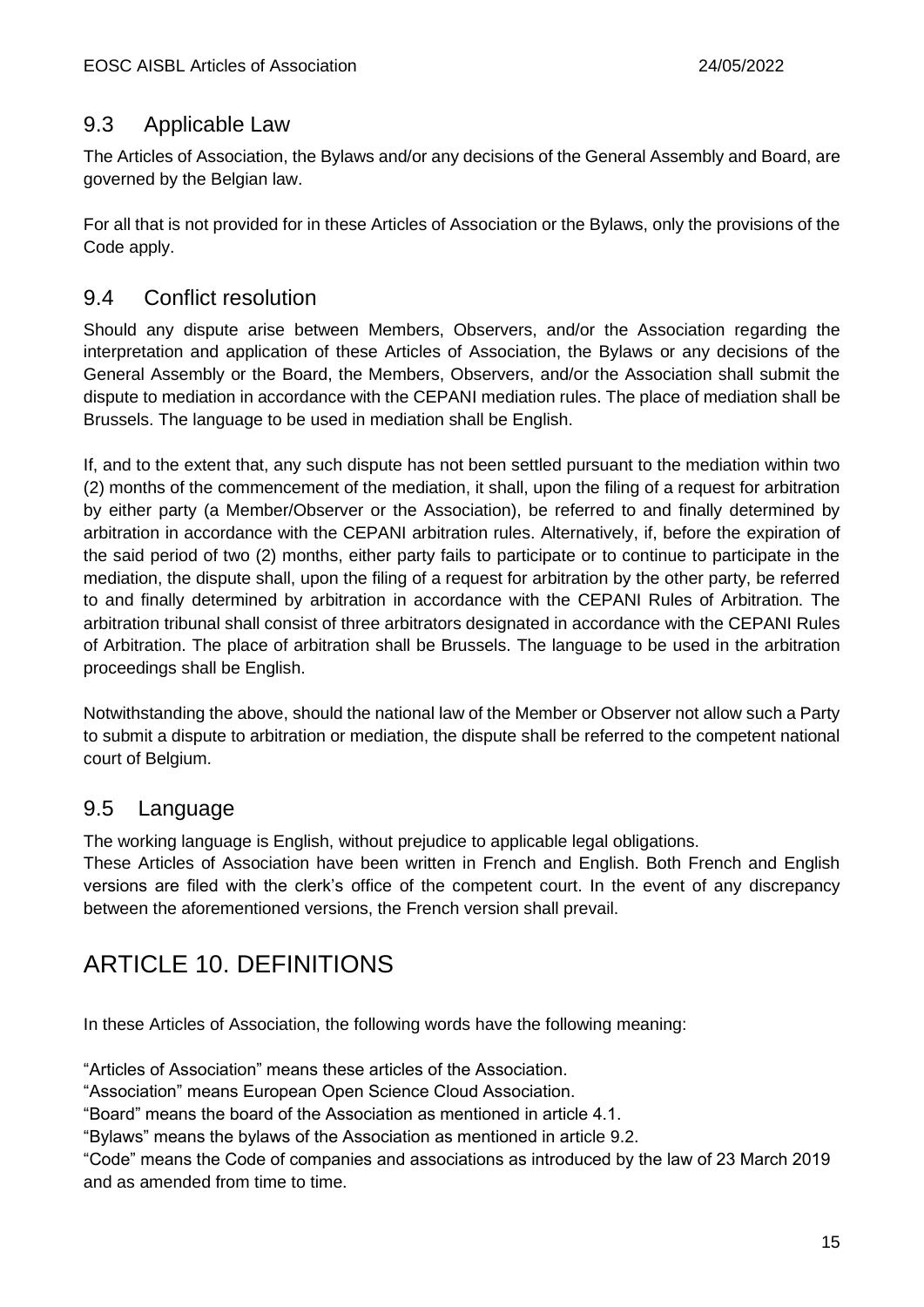## 9.3 Applicable Law

The Articles of Association, the Bylaws and/or any decisions of the General Assembly and Board, are governed by the Belgian law.

For all that is not provided for in these Articles of Association or the Bylaws, only the provisions of the Code apply.

## 9.4 Conflict resolution

Should any dispute arise between Members, Observers, and/or the Association regarding the interpretation and application of these Articles of Association, the Bylaws or any decisions of the General Assembly or the Board, the Members, Observers, and/or the Association shall submit the dispute to mediation in accordance with the CEPANI mediation rules. The place of mediation shall be Brussels. The language to be used in mediation shall be English.

If, and to the extent that, any such dispute has not been settled pursuant to the mediation within two (2) months of the commencement of the mediation, it shall, upon the filing of a request for arbitration by either party (a Member/Observer or the Association), be referred to and finally determined by arbitration in accordance with the CEPANI arbitration rules. Alternatively, if, before the expiration of the said period of two (2) months, either party fails to participate or to continue to participate in the mediation, the dispute shall, upon the filing of a request for arbitration by the other party, be referred to and finally determined by arbitration in accordance with the CEPANI Rules of Arbitration. The arbitration tribunal shall consist of three arbitrators designated in accordance with the CEPANI Rules of Arbitration. The place of arbitration shall be Brussels. The language to be used in the arbitration proceedings shall be English.

Notwithstanding the above, should the national law of the Member or Observer not allow such a Party to submit a dispute to arbitration or mediation, the dispute shall be referred to the competent national court of Belgium.

## 9.5 Language

The working language is English, without prejudice to applicable legal obligations.
These Articles of Association have been written in French and English. Both French and English versions are filed with the clerk's office of the competent court. In the event of any discrepancy between the aforementioned versions, the French version shall prevail.

# ARTICLE 10. DEFINITIONS

In these Articles of Association, the following words have the following meaning:

"Articles of Association" means these articles of the Association.
"Association" means European Open Science Cloud Association.
"Board" means the board of the Association as mentioned in article 4.1.
"Bylaws" means the bylaws of the Association as mentioned in article 9.2.
"Code" means the Code of companies and associations as introduced by the law of 23 March 2019 and as amended from time to time.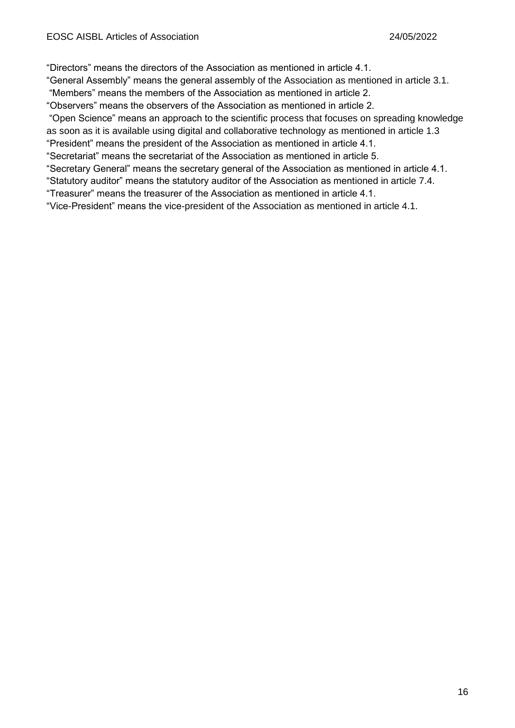"Directors" means the directors of the Association as mentioned in article 4.1.

"General Assembly" means the general assembly of the Association as mentioned in article 3.1.

"Members" means the members of the Association as mentioned in article 2.

"Observers" means the observers of the Association as mentioned in article 2.

"Open Science" means an approach to the scientific process that focuses on spreading knowledge as soon as it is available using digital and collaborative technology as mentioned in article 1.3

"President" means the president of the Association as mentioned in article 4.1.

"Secretariat" means the secretariat of the Association as mentioned in article 5.

"Secretary General" means the secretary general of the Association as mentioned in article 4.1.

"Statutory auditor" means the statutory auditor of the Association as mentioned in article 7.4.

"Treasurer" means the treasurer of the Association as mentioned in article 4.1.

"Vice-President" means the vice-president of the Association as mentioned in article 4.1.